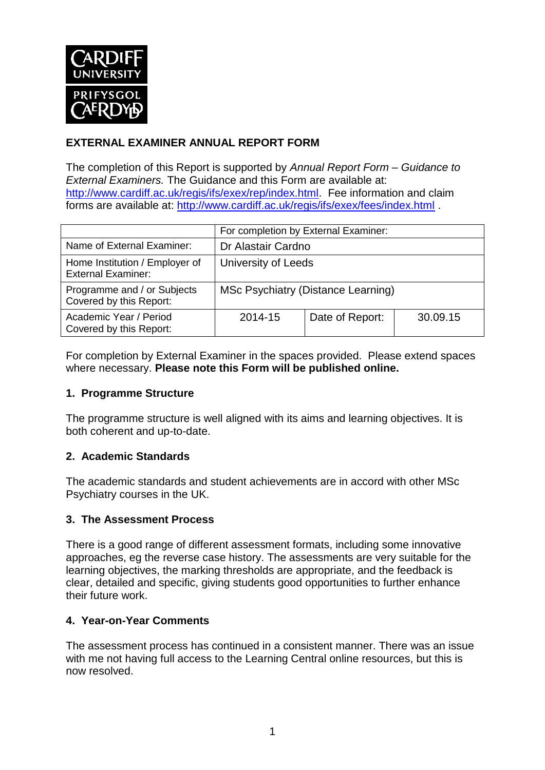**EXTERNAL EXAMINER ANNUAL REPORT FORM**

The completion of this Report is supported by *Annual Report Form – Guidance to External Examiners.* The Guidance and this Form are available at: http://www.cardiff.ac.uk/regis/ifs/exex/rep/index.html. Fee information and claim forms are available at: http://www.cardiff.ac.uk/regis/ifs/exex/fees/index.html .

| | For completion by External Examiner: | | | |
|---|---|---|---|---|
| Name of External Examiner: | Dr Alastair Cardno | | | |
| Home Institution / Employer of External Examiner: | University of Leeds | | | |
| Programme and / or Subjects Covered by this Report: | MSc Psychiatry (Distance Learning) | | | |
| Academic Year / Period Covered by this Report: | 2014-15 | Date of Report: | 30.09.15 | |

For completion by External Examiner in the spaces provided. Please extend spaces where necessary. **Please note this Form will be published online.**

## 1. Programme Structure

The programme structure is well aligned with its aims and learning objectives. It is both coherent and up-to-date.

## 2. Academic Standards

The academic standards and student achievements are in accord with other MSc Psychiatry courses in the UK.

## 3. The Assessment Process

There is a good range of different assessment formats, including some innovative approaches, eg the reverse case history. The assessments are very suitable for the learning objectives, the marking thresholds are appropriate, and the feedback is clear, detailed and specific, giving students good opportunities to further enhance their future work.

## 4. Year-on-Year Comments

The assessment process has continued in a consistent manner. There was an issue with me not having full access to the Learning Central online resources, but this is now resolved.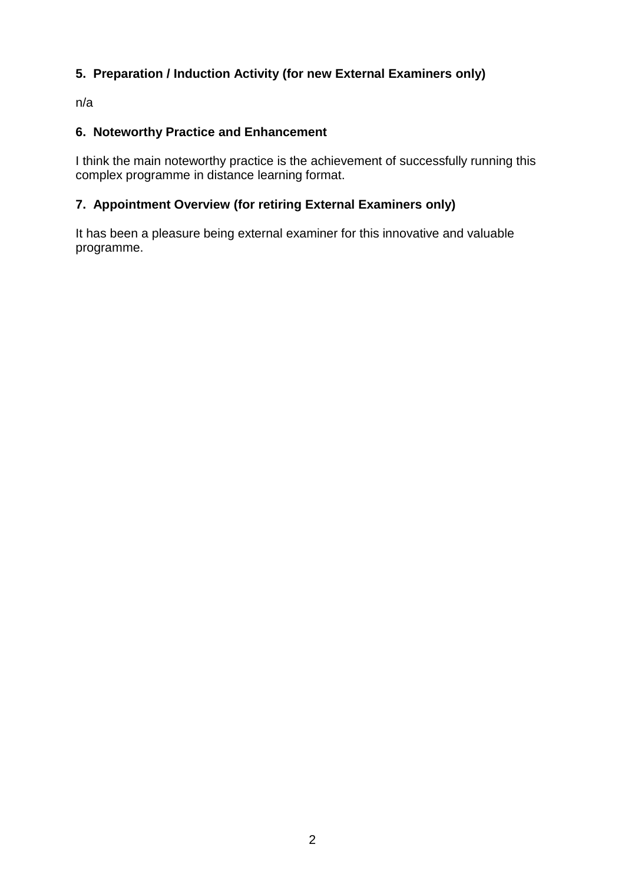**5. Preparation / Induction Activity (for new External Examiners only)**

n/a

**6. Noteworthy Practice and Enhancement**

I think the main noteworthy practice is the achievement of successfully running this complex programme in distance learning format.

**7. Appointment Overview (for retiring External Examiners only)**

It has been a pleasure being external examiner for this innovative and valuable programme.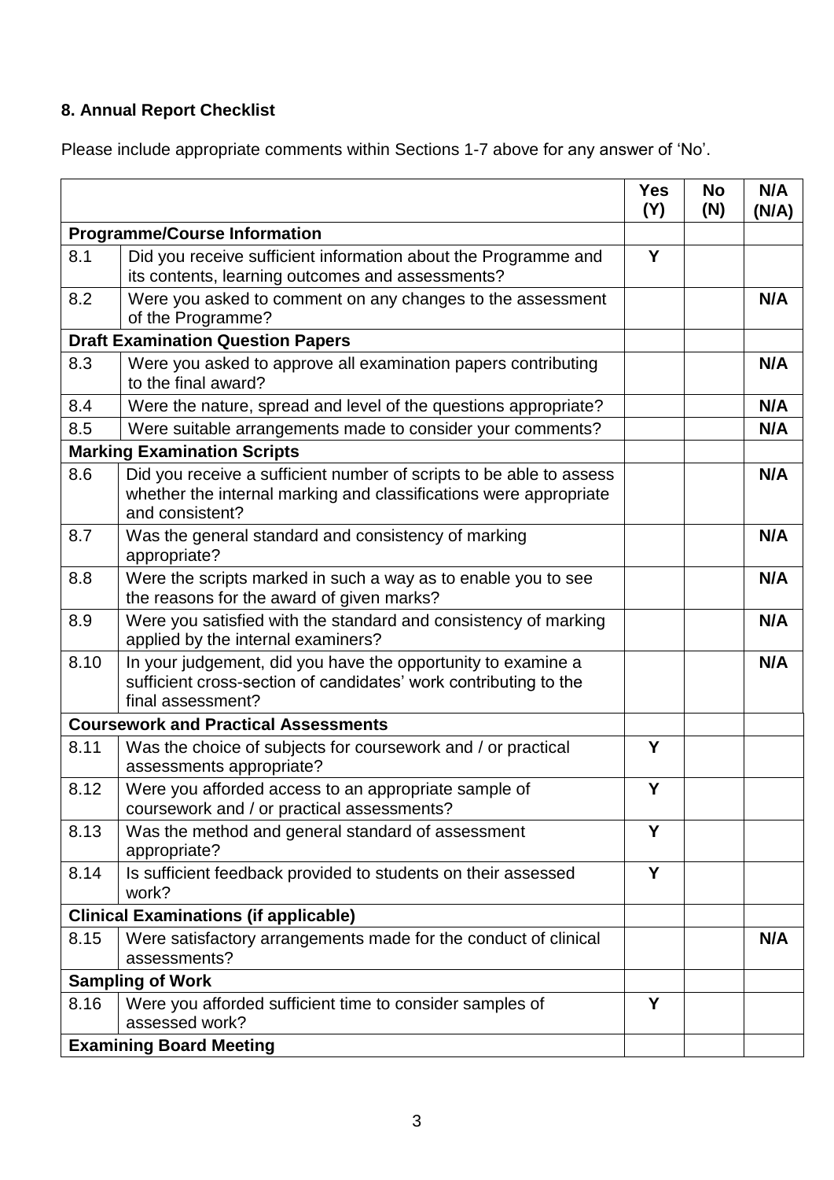## 8. Annual Report Checklist

Please include appropriate comments within Sections 1-7 above for any answer of 'No'.

| | | Yes (Y) | No (N) | N/A (N/A) |
|---|---|---|---|---|
| **Programme/Course Information** | | | | |
| 8.1 | Did you receive sufficient information about the Programme and its contents, learning outcomes and assessments? | **Y** | | |
| 8.2 | Were you asked to comment on any changes to the assessment of the Programme? | | | **N/A** |
| **Draft Examination Question Papers** | | | | |
| 8.3 | Were you asked to approve all examination papers contributing to the final award? | | | **N/A** |
| 8.4 | Were the nature, spread and level of the questions appropriate? | | | **N/A** |
| 8.5 | Were suitable arrangements made to consider your comments? | | | **N/A** |
| **Marking Examination Scripts** | | | | |
| 8.6 | Did you receive a sufficient number of scripts to be able to assess whether the internal marking and classifications were appropriate and consistent? | | | **N/A** |
| 8.7 | Was the general standard and consistency of marking appropriate? | | | **N/A** |
| 8.8 | Were the scripts marked in such a way as to enable you to see the reasons for the award of given marks? | | | **N/A** |
| 8.9 | Were you satisfied with the standard and consistency of marking applied by the internal examiners? | | | **N/A** |
| 8.10 | In your judgement, did you have the opportunity to examine a sufficient cross-section of candidates' work contributing to the final assessment? | | | **N/A** |
| **Coursework and Practical Assessments** | | | | |
| 8.11 | Was the choice of subjects for coursework and / or practical assessments appropriate? | **Y** | | |
| 8.12 | Were you afforded access to an appropriate sample of coursework and / or practical assessments? | **Y** | | |
| 8.13 | Was the method and general standard of assessment appropriate? | **Y** | | |
| 8.14 | Is sufficient feedback provided to students on their assessed work? | **Y** | | |
| **Clinical Examinations (if applicable)** | | | | |
| 8.15 | Were satisfactory arrangements made for the conduct of clinical assessments? | | | **N/A** |
| **Sampling of Work** | | | | |
| 8.16 | Were you afforded sufficient time to consider samples of assessed work? | **Y** | | |
| **Examining Board Meeting** | | | | |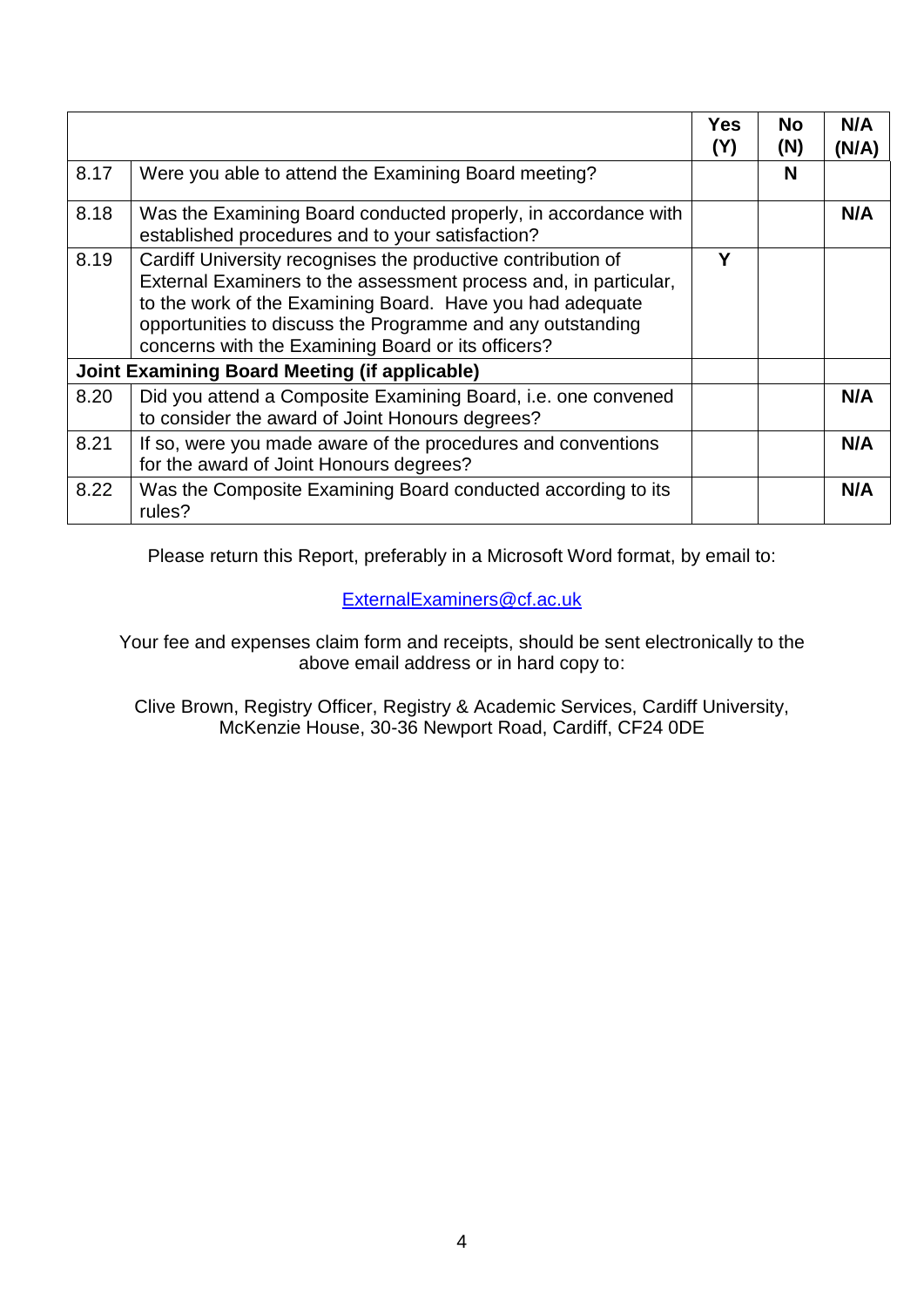| | | Yes (Y) | No (N) | N/A (N/A) |
|---|---|---|---|---|
| 8.17 | Were you able to attend the Examining Board meeting? | | N | |
| 8.18 | Was the Examining Board conducted properly, in accordance with established procedures and to your satisfaction? | | | N/A |
| 8.19 | Cardiff University recognises the productive contribution of External Examiners to the assessment process and, in particular, to the work of the Examining Board. Have you had adequate opportunities to discuss the Programme and any outstanding concerns with the Examining Board or its officers? | Y | | |
| **Joint Examining Board Meeting (if applicable)** | | | | |
| 8.20 | Did you attend a Composite Examining Board, i.e. one convened to consider the award of Joint Honours degrees? | | | N/A |
| 8.21 | If so, were you made aware of the procedures and conventions for the award of Joint Honours degrees? | | | N/A |
| 8.22 | Was the Composite Examining Board conducted according to its rules? | | | N/A |

Please return this Report, preferably in a Microsoft Word format, by email to:

ExternalExaminers@cf.ac.uk

Your fee and expenses claim form and receipts, should be sent electronically to the above email address or in hard copy to:

Clive Brown, Registry Officer, Registry & Academic Services, Cardiff University, McKenzie House, 30-36 Newport Road, Cardiff, CF24 0DE